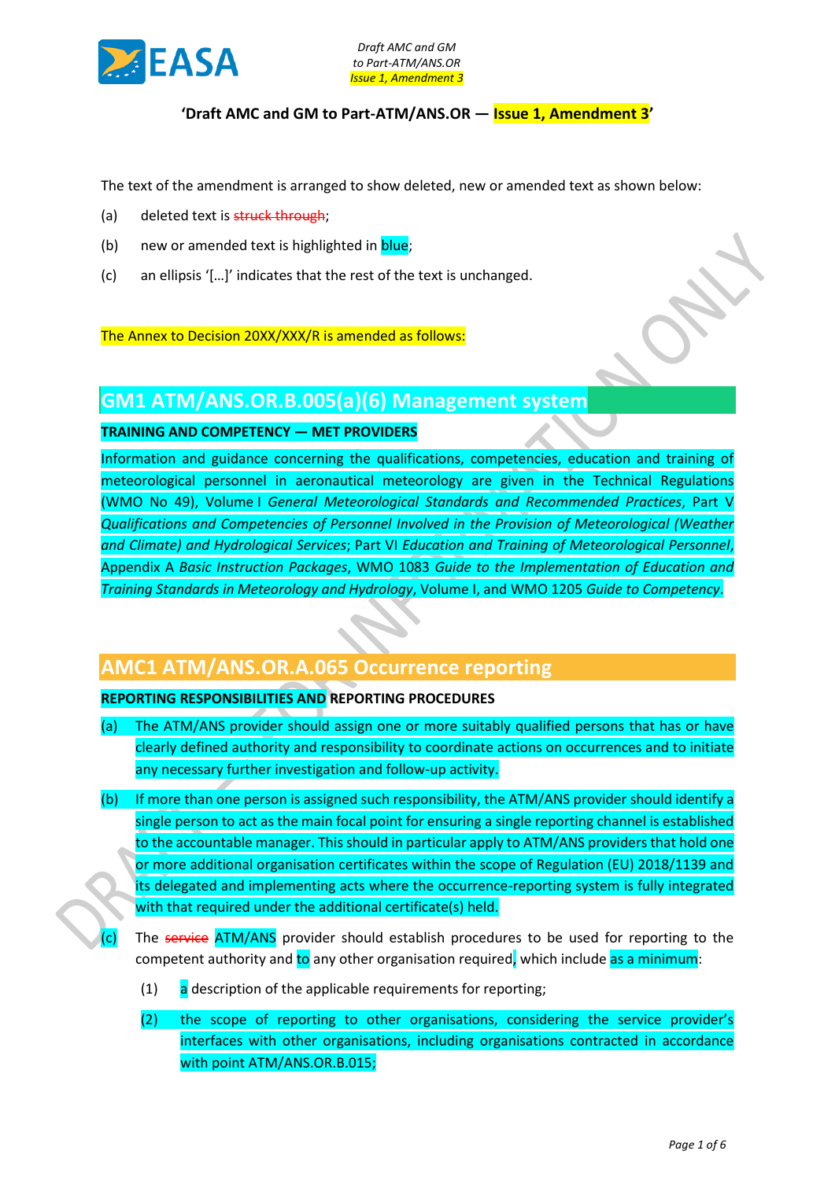**'Draft AMC and GM to Part-ATM/ANS.OR — Issue 1, Amendment 3'**

The text of the amendment is arranged to show deleted, new or amended text as shown below:

(a) deleted text is ~~struck through~~;

(b) new or amended text is highlighted in blue;

(c) an ellipsis '[…]' indicates that the rest of the text is unchanged.

The Annex to Decision 20XX/XXX/R is amended as follows:

## GM1 ATM/ANS.OR.B.005(a)(6) Management system

**TRAINING AND COMPETENCY — MET PROVIDERS**

Information and guidance concerning the qualifications, competencies, education and training of meteorological personnel in aeronautical meteorology are given in the Technical Regulations (WMO No 49), Volume I *General Meteorological Standards and Recommended Practices*, Part V *Qualifications and Competencies of Personnel Involved in the Provision of Meteorological (Weather and Climate) and Hydrological Services*; Part VI *Education and Training of Meteorological Personnel*, Appendix A *Basic Instruction Packages*, WMO 1083 *Guide to the Implementation of Education and Training Standards in Meteorology and Hydrology*, Volume I, and WMO 1205 *Guide to Competency*.

## AMC1 ATM/ANS.OR.A.065 Occurrence reporting

**REPORTING RESPONSIBILITIES AND REPORTING PROCEDURES**

(a) The ATM/ANS provider should assign one or more suitably qualified persons that has or have clearly defined authority and responsibility to coordinate actions on occurrences and to initiate any necessary further investigation and follow-up activity.

(b) If more than one person is assigned such responsibility, the ATM/ANS provider should identify a single person to act as the main focal point for ensuring a single reporting channel is established to the accountable manager. This should in particular apply to ATM/ANS providers that hold one or more additional organisation certificates within the scope of Regulation (EU) 2018/1139 and its delegated and implementing acts where the occurrence-reporting system is fully integrated with that required under the additional certificate(s) held.

(c) The ~~service~~ ATM/ANS provider should establish procedures to be used for reporting to the competent authority and to any other organisation required, which include as a minimum:

(1) a description of the applicable requirements for reporting;

(2) the scope of reporting to other organisations, considering the service provider's interfaces with other organisations, including organisations contracted in accordance with point ATM/ANS.OR.B.015;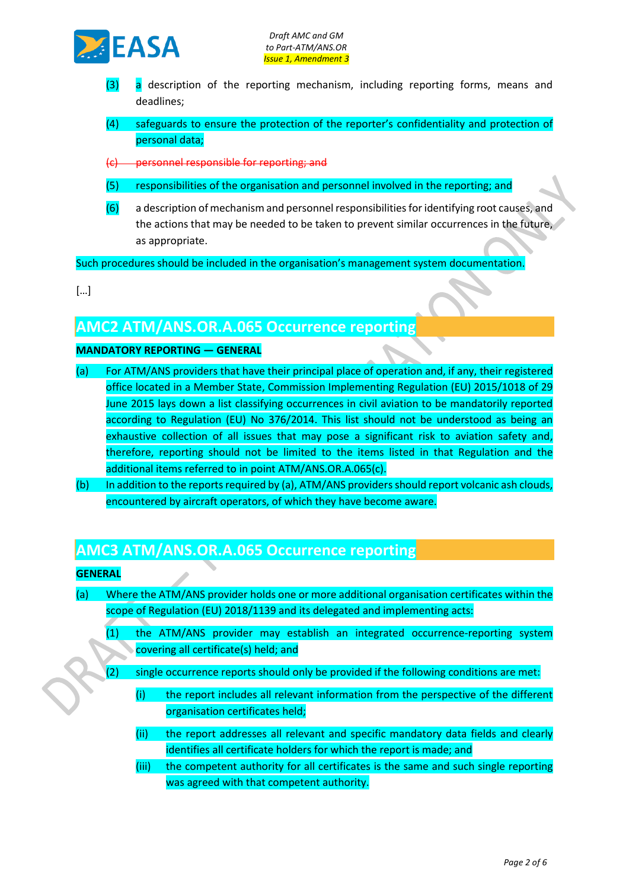(3) a description of the reporting mechanism, including reporting forms, means and deadlines;

(4) safeguards to ensure the protection of the reporter's confidentiality and protection of personal data;

~~(c) personnel responsible for reporting; and~~

(5) responsibilities of the organisation and personnel involved in the reporting; and

(6) a description of mechanism and personnel responsibilities for identifying root causes, and the actions that may be needed to be taken to prevent similar occurrences in the future, as appropriate.

Such procedures should be included in the organisation's management system documentation.

[…]

## AMC2 ATM/ANS.OR.A.065 Occurrence reporting

**MANDATORY REPORTING — GENERAL**

(a) For ATM/ANS providers that have their principal place of operation and, if any, their registered office located in a Member State, Commission Implementing Regulation (EU) 2015/1018 of 29 June 2015 lays down a list classifying occurrences in civil aviation to be mandatorily reported according to Regulation (EU) No 376/2014. This list should not be understood as being an exhaustive collection of all issues that may pose a significant risk to aviation safety and, therefore, reporting should not be limited to the items listed in that Regulation and the additional items referred to in point ATM/ANS.OR.A.065(c).

(b) In addition to the reports required by (a), ATM/ANS providers should report volcanic ash clouds, encountered by aircraft operators, of which they have become aware.

## AMC3 ATM/ANS.OR.A.065 Occurrence reporting

**GENERAL**

(a) Where the ATM/ANS provider holds one or more additional organisation certificates within the scope of Regulation (EU) 2018/1139 and its delegated and implementing acts:

(1) the ATM/ANS provider may establish an integrated occurrence-reporting system covering all certificate(s) held; and

(2) single occurrence reports should only be provided if the following conditions are met:

(i) the report includes all relevant information from the perspective of the different organisation certificates held;

(ii) the report addresses all relevant and specific mandatory data fields and clearly identifies all certificate holders for which the report is made; and

(iii) the competent authority for all certificates is the same and such single reporting was agreed with that competent authority.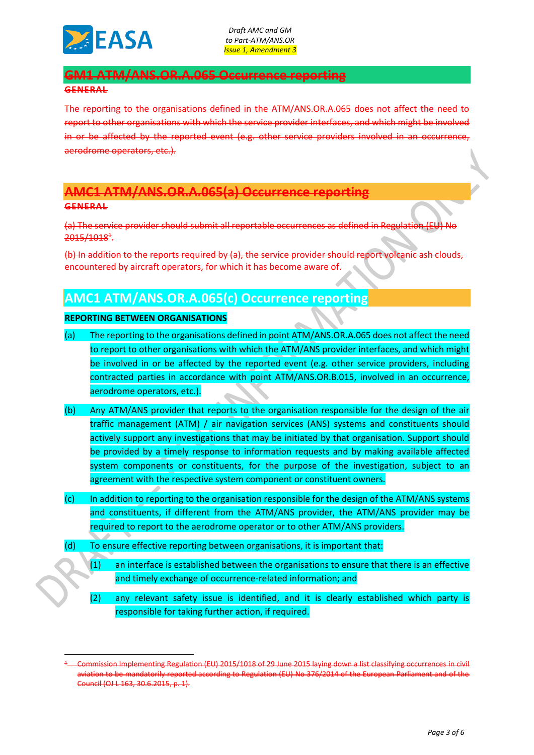## ~~GM1 ATM/ANS.OR.A.065 Occurrence reporting~~

~~GENERAL~~

~~The reporting to the organisations defined in the ATM/ANS.OR.A.065 does not affect the need to report to other organisations with which the service provider interfaces, and which might be involved in or be affected by the reported event (e.g. other service providers involved in an occurrence, aerodrome operators, etc.).~~

## ~~AMC1 ATM/ANS.OR.A.065(a) Occurrence reporting~~

~~GENERAL~~

~~(a) The service provider should submit all reportable occurrences as defined in Regulation (EU) No 2015/1018[1].~~

~~(b) In addition to the reports required by (a), the service provider should report volcanic ash clouds, encountered by aircraft operators, for which it has become aware of.~~

## AMC1 ATM/ANS.OR.A.065(c) Occurrence reporting

**REPORTING BETWEEN ORGANISATIONS**

(a) The reporting to the organisations defined in point ATM/ANS.OR.A.065 does not affect the need to report to other organisations with which the ATM/ANS provider interfaces, and which might be involved in or be affected by the reported event (e.g. other service providers, including contracted parties in accordance with point ATM/ANS.OR.B.015, involved in an occurrence, aerodrome operators, etc.).

(b) Any ATM/ANS provider that reports to the organisation responsible for the design of the air traffic management (ATM) / air navigation services (ANS) systems and constituents should actively support any investigations that may be initiated by that organisation. Support should be provided by a timely response to information requests and by making available affected system components or constituents, for the purpose of the investigation, subject to an agreement with the respective system component or constituent owners.

(c) In addition to reporting to the organisation responsible for the design of the ATM/ANS systems and constituents, if different from the ATM/ANS provider, the ATM/ANS provider may be required to report to the aerodrome operator or to other ATM/ANS providers.

(d) To ensure effective reporting between organisations, it is important that:

(1) an interface is established between the organisations to ensure that there is an effective and timely exchange of occurrence-related information; and

(2) any relevant safety issue is identified, and it is clearly established which party is responsible for taking further action, if required.

---

~~[1] Commission Implementing Regulation (EU) 2015/1018 of 29 June 2015 laying down a list classifying occurrences in civil aviation to be mandatorily reported according to Regulation (EU) No 376/2014 of the European Parliament and of the Council (OJ L 163, 30.6.2015, p. 1).~~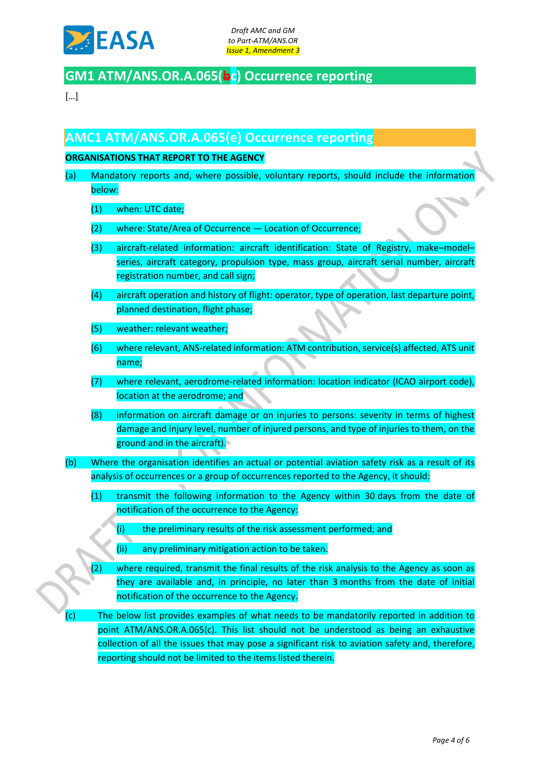## GM1 ATM/ANS.OR.A.065(bc) Occurrence reporting

[…]

## AMC1 ATM/ANS.OR.A.065(e) Occurrence reporting

**ORGANISATIONS THAT REPORT TO THE AGENCY**

(a) Mandatory reports and, where possible, voluntary reports, should include the information below:

(1) when: UTC date;

(2) where: State/Area of Occurrence — Location of Occurrence;

(3) aircraft-related information: aircraft identification: State of Registry, make–model–series, aircraft category, propulsion type, mass group, aircraft serial number, aircraft registration number, and call sign;

(4) aircraft operation and history of flight: operator, type of operation, last departure point, planned destination, flight phase;

(5) weather: relevant weather;

(6) where relevant, ANS-related information: ATM contribution, service(s) affected, ATS unit name;

(7) where relevant, aerodrome-related information: location indicator (ICAO airport code), location at the aerodrome; and

(8) information on aircraft damage or on injuries to persons: severity in terms of highest damage and injury level, number of injured persons, and type of injuries to them, on the ground and in the aircraft).

(b) Where the organisation identifies an actual or potential aviation safety risk as a result of its analysis of occurrences or a group of occurrences reported to the Agency, it should:

(1) transmit the following information to the Agency within 30 days from the date of notification of the occurrence to the Agency:

(i) the preliminary results of the risk assessment performed; and

(ii) any preliminary mitigation action to be taken.

(2) where required, transmit the final results of the risk analysis to the Agency as soon as they are available and, in principle, no later than 3 months from the date of initial notification of the occurrence to the Agency.

(c) The below list provides examples of what needs to be mandatorily reported in addition to point ATM/ANS.OR.A.065(c). This list should not be understood as being an exhaustive collection of all the issues that may pose a significant risk to aviation safety and, therefore, reporting should not be limited to the items listed therein.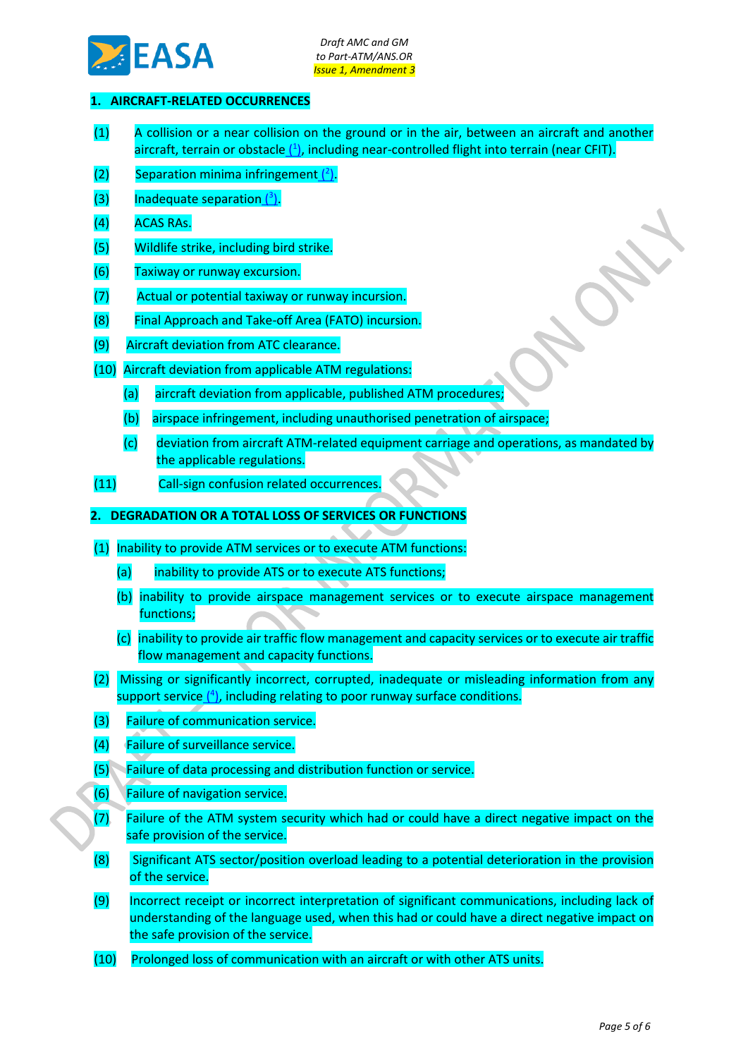## 1. AIRCRAFT-RELATED OCCURRENCES

(1) A collision or a near collision on the ground or in the air, between an aircraft and another aircraft, terrain or obstacle [1], including near-controlled flight into terrain (near CFIT).

(2) Separation minima infringement [2].

(3) Inadequate separation [3].

(4) ACAS RAs.

(5) Wildlife strike, including bird strike.

(6) Taxiway or runway excursion.

(7) Actual or potential taxiway or runway incursion.

(8) Final Approach and Take-off Area (FATO) incursion.

(9) Aircraft deviation from ATC clearance.

(10) Aircraft deviation from applicable ATM regulations:

- (a) aircraft deviation from applicable, published ATM procedures;
- (b) airspace infringement, including unauthorised penetration of airspace;
- (c) deviation from aircraft ATM-related equipment carriage and operations, as mandated by the applicable regulations.

(11) Call-sign confusion related occurrences.

## 2. DEGRADATION OR A TOTAL LOSS OF SERVICES OR FUNCTIONS

(1) Inability to provide ATM services or to execute ATM functions:

- (a) inability to provide ATS or to execute ATS functions;
- (b) inability to provide airspace management services or to execute airspace management functions;
- (c) inability to provide air traffic flow management and capacity services or to execute air traffic flow management and capacity functions.

(2) Missing or significantly incorrect, corrupted, inadequate or misleading information from any support service [4], including relating to poor runway surface conditions.

(3) Failure of communication service.

(4) Failure of surveillance service.

(5) Failure of data processing and distribution function or service.

(6) Failure of navigation service.

(7) Failure of the ATM system security which had or could have a direct negative impact on the safe provision of the service.

(8) Significant ATS sector/position overload leading to a potential deterioration in the provision of the service.

(9) Incorrect receipt or incorrect interpretation of significant communications, including lack of understanding of the language used, when this had or could have a direct negative impact on the safe provision of the service.

(10) Prolonged loss of communication with an aircraft or with other ATS units.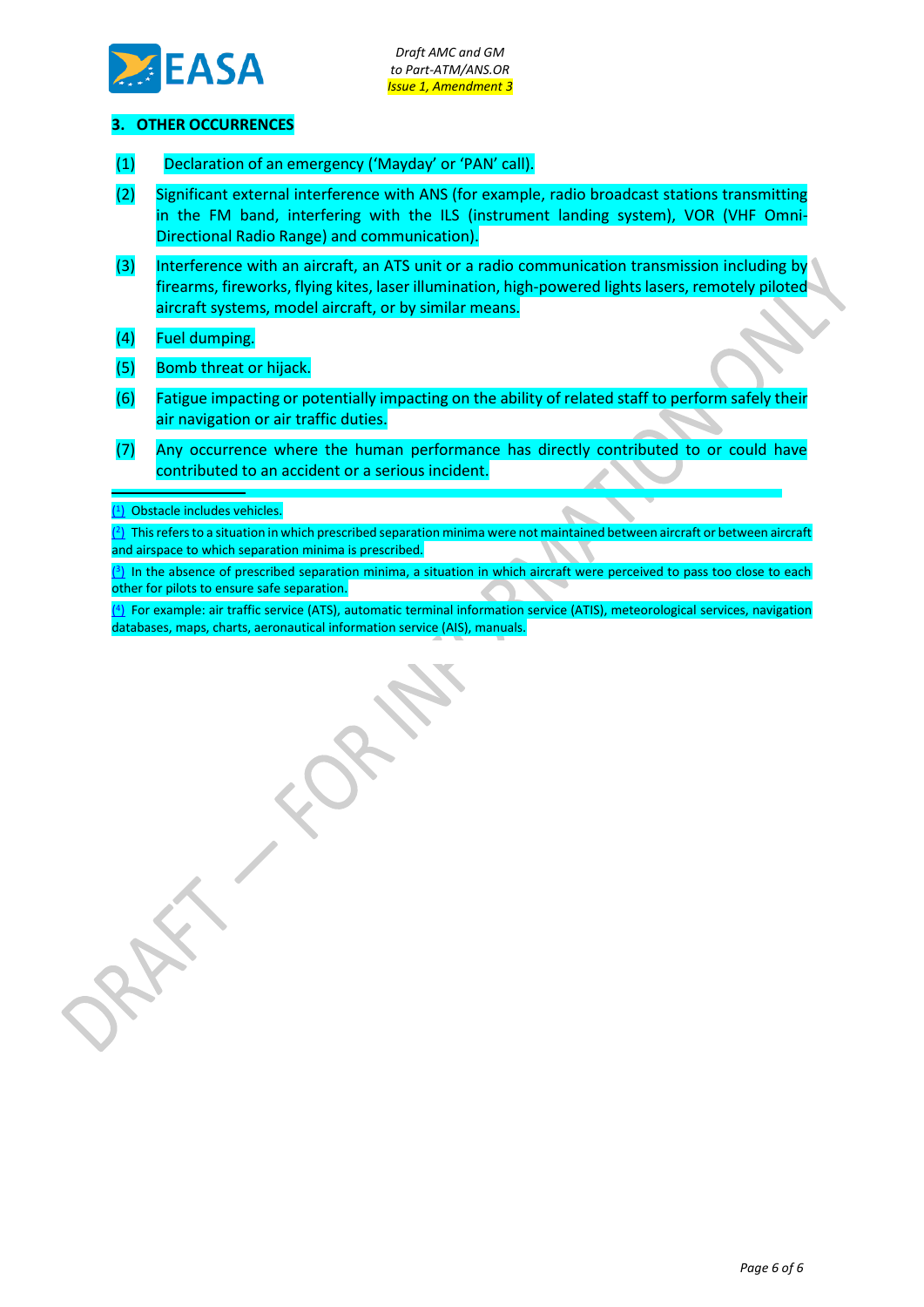## 3. OTHER OCCURRENCES

(1) Declaration of an emergency ('Mayday' or 'PAN' call).

(2) Significant external interference with ANS (for example, radio broadcast stations transmitting in the FM band, interfering with the ILS (instrument landing system), VOR (VHF Omni-Directional Radio Range) and communication).

(3) Interference with an aircraft, an ATS unit or a radio communication transmission including by firearms, fireworks, flying kites, laser illumination, high-powered lights lasers, remotely piloted aircraft systems, model aircraft, or by similar means.

(4) Fuel dumping.

(5) Bomb threat or hijack.

(6) Fatigue impacting or potentially impacting on the ability of related staff to perform safely their air navigation or air traffic duties.

(7) Any occurrence where the human performance has directly contributed to or could have contributed to an accident or a serious incident.

---

[1] Obstacle includes vehicles.

[2] This refers to a situation in which prescribed separation minima were not maintained between aircraft or between aircraft and airspace to which separation minima is prescribed.

[3] In the absence of prescribed separation minima, a situation in which aircraft were perceived to pass too close to each other for pilots to ensure safe separation.

[4] For example: air traffic service (ATS), automatic terminal information service (ATIS), meteorological services, navigation databases, maps, charts, aeronautical information service (AIS), manuals.